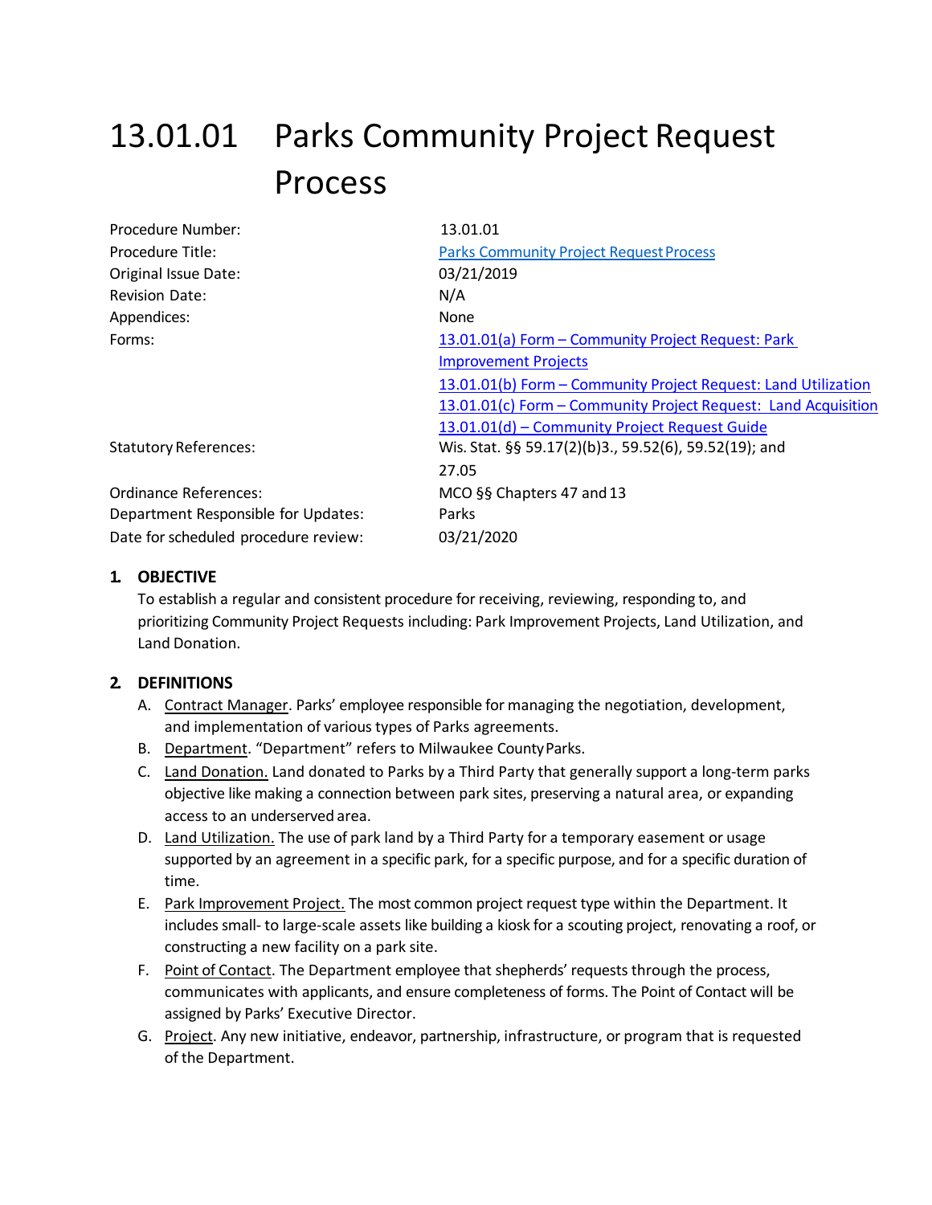# 13.01.01 Parks Community Project Request Process

| | |
|---|---|
| Procedure Number: | 13.01.01 |
| Procedure Title: | Parks Community Project Request Process |
| Original Issue Date: | 03/21/2019 |
| Revision Date: | N/A |
| Appendices: | None |
| Forms: | 13.01.01(a) Form – Community Project Request: Park Improvement Projects<br>13.01.01(b) Form – Community Project Request: Land Utilization<br>13.01.01(c) Form – Community Project Request: Land Acquisition<br>13.01.01(d) – Community Project Request Guide |
| Statutory References: | Wis. Stat. §§ 59.17(2)(b)3., 59.52(6), 59.52(19); and 27.05 |
| Ordinance References: | MCO §§ Chapters 47 and 13 |
| Department Responsible for Updates: | Parks |
| Date for scheduled procedure review: | 03/21/2020 |

## 1. OBJECTIVE

To establish a regular and consistent procedure for receiving, reviewing, responding to, and prioritizing Community Project Requests including: Park Improvement Projects, Land Utilization, and Land Donation.

## 2. DEFINITIONS

A. Contract Manager. Parks' employee responsible for managing the negotiation, development, and implementation of various types of Parks agreements.

B. Department. "Department" refers to Milwaukee County Parks.

C. Land Donation. Land donated to Parks by a Third Party that generally support a long-term parks objective like making a connection between park sites, preserving a natural area, or expanding access to an underserved area.

D. Land Utilization. The use of park land by a Third Party for a temporary easement or usage supported by an agreement in a specific park, for a specific purpose, and for a specific duration of time.

E. Park Improvement Project. The most common project request type within the Department. It includes small- to large-scale assets like building a kiosk for a scouting project, renovating a roof, or constructing a new facility on a park site.

F. Point of Contact. The Department employee that shepherds' requests through the process, communicates with applicants, and ensure completeness of forms. The Point of Contact will be assigned by Parks' Executive Director.

G. Project. Any new initiative, endeavor, partnership, infrastructure, or program that is requested of the Department.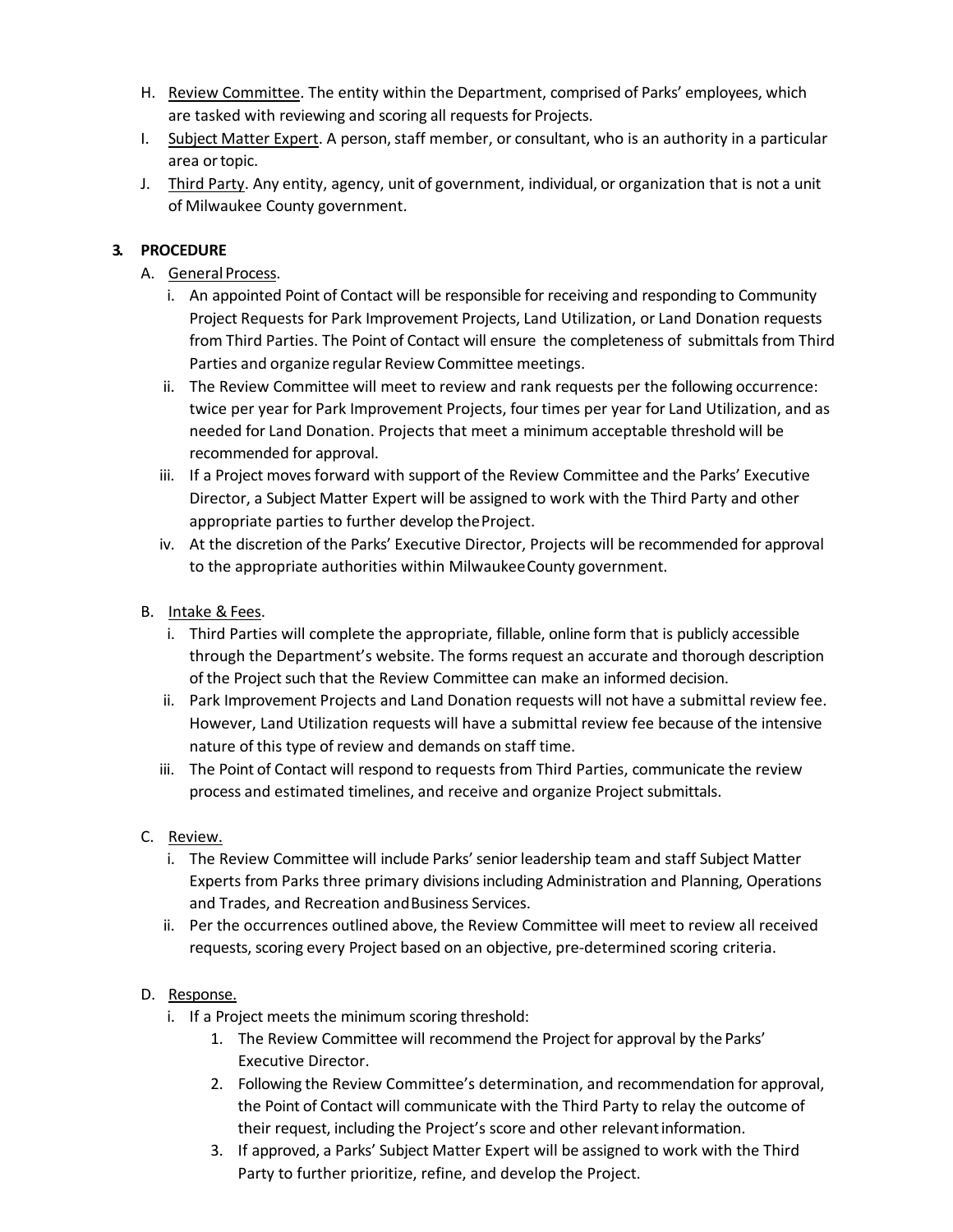H. Review Committee. The entity within the Department, comprised of Parks' employees, which are tasked with reviewing and scoring all requests for Projects.

I. Subject Matter Expert. A person, staff member, or consultant, who is an authority in a particular area or topic.

J. Third Party. Any entity, agency, unit of government, individual, or organization that is not a unit of Milwaukee County government.

**3. PROCEDURE**

A. General Process.

i. An appointed Point of Contact will be responsible for receiving and responding to Community Project Requests for Park Improvement Projects, Land Utilization, or Land Donation requests from Third Parties. The Point of Contact will ensure the completeness of submittals from Third Parties and organize regular Review Committee meetings.

ii. The Review Committee will meet to review and rank requests per the following occurrence: twice per year for Park Improvement Projects, four times per year for Land Utilization, and as needed for Land Donation. Projects that meet a minimum acceptable threshold will be recommended for approval.

iii. If a Project moves forward with support of the Review Committee and the Parks' Executive Director, a Subject Matter Expert will be assigned to work with the Third Party and other appropriate parties to further develop the Project.

iv. At the discretion of the Parks' Executive Director, Projects will be recommended for approval to the appropriate authorities within Milwaukee County government.

B. Intake & Fees.

i. Third Parties will complete the appropriate, fillable, online form that is publicly accessible through the Department's website. The forms request an accurate and thorough description of the Project such that the Review Committee can make an informed decision.

ii. Park Improvement Projects and Land Donation requests will not have a submittal review fee. However, Land Utilization requests will have a submittal review fee because of the intensive nature of this type of review and demands on staff time.

iii. The Point of Contact will respond to requests from Third Parties, communicate the review process and estimated timelines, and receive and organize Project submittals.

C. Review.

i. The Review Committee will include Parks' senior leadership team and staff Subject Matter Experts from Parks three primary divisions including Administration and Planning, Operations and Trades, and Recreation and Business Services.

ii. Per the occurrences outlined above, the Review Committee will meet to review all received requests, scoring every Project based on an objective, pre-determined scoring criteria.

D. Response.

i. If a Project meets the minimum scoring threshold:

1. The Review Committee will recommend the Project for approval by the Parks' Executive Director.
2. Following the Review Committee's determination, and recommendation for approval, the Point of Contact will communicate with the Third Party to relay the outcome of their request, including the Project's score and other relevant information.
3. If approved, a Parks' Subject Matter Expert will be assigned to work with the Third Party to further prioritize, refine, and develop the Project.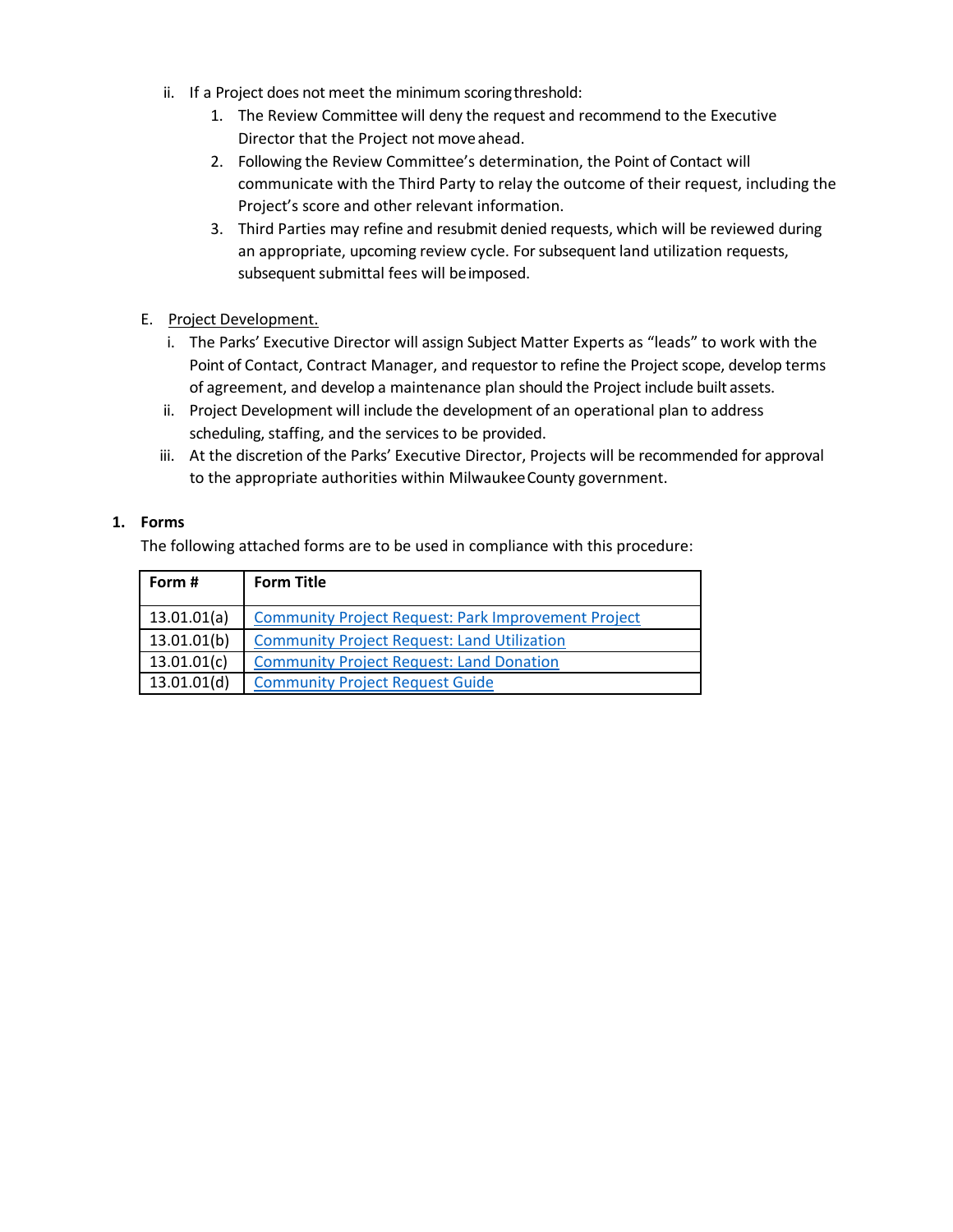ii. If a Project does not meet the minimum scoring threshold:

1. The Review Committee will deny the request and recommend to the Executive Director that the Project not move ahead.
2. Following the Review Committee's determination, the Point of Contact will communicate with the Third Party to relay the outcome of their request, including the Project's score and other relevant information.
3. Third Parties may refine and resubmit denied requests, which will be reviewed during an appropriate, upcoming review cycle. For subsequent land utilization requests, subsequent submittal fees will be imposed.

E. <u>Project Development.</u>

i. The Parks' Executive Director will assign Subject Matter Experts as "leads" to work with the Point of Contact, Contract Manager, and requestor to refine the Project scope, develop terms of agreement, and develop a maintenance plan should the Project include built assets.

ii. Project Development will include the development of an operational plan to address scheduling, staffing, and the services to be provided.

iii. At the discretion of the Parks' Executive Director, Projects will be recommended for approval to the appropriate authorities within Milwaukee County government.

**1. Forms**

The following attached forms are to be used in compliance with this procedure:

| Form # | Form Title |
|---|---|
| 13.01.01(a) | Community Project Request: Park Improvement Project |
| 13.01.01(b) | Community Project Request: Land Utilization |
| 13.01.01(c) | Community Project Request: Land Donation |
| 13.01.01(d) | Community Project Request Guide |